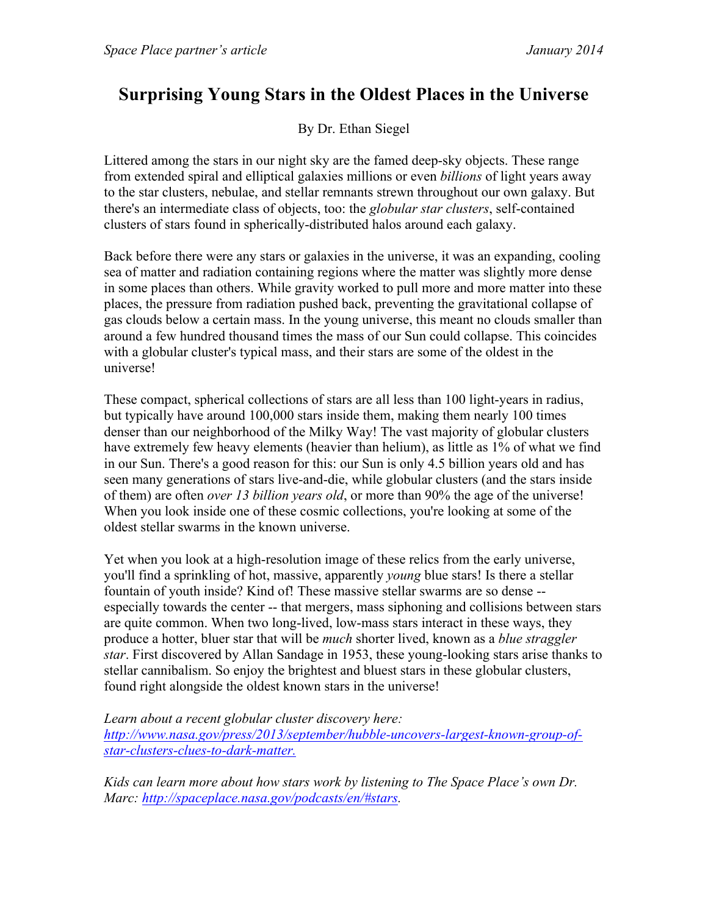# Surprising Young Stars in the Oldest Places in the Universe

By Dr. Ethan Siegel

Littered among the stars in our night sky are the famed deep-sky objects. These range from extended spiral and elliptical galaxies millions or even *billions* of light years away to the star clusters, nebulae, and stellar remnants strewn throughout our own galaxy. But there's an intermediate class of objects, too: the *globular star clusters*, self-contained clusters of stars found in spherically-distributed halos around each galaxy.

Back before there were any stars or galaxies in the universe, it was an expanding, cooling sea of matter and radiation containing regions where the matter was slightly more dense in some places than others. While gravity worked to pull more and more matter into these places, the pressure from radiation pushed back, preventing the gravitational collapse of gas clouds below a certain mass. In the young universe, this meant no clouds smaller than around a few hundred thousand times the mass of our Sun could collapse. This coincides with a globular cluster's typical mass, and their stars are some of the oldest in the universe!

These compact, spherical collections of stars are all less than 100 light-years in radius, but typically have around 100,000 stars inside them, making them nearly 100 times denser than our neighborhood of the Milky Way! The vast majority of globular clusters have extremely few heavy elements (heavier than helium), as little as 1% of what we find in our Sun. There's a good reason for this: our Sun is only 4.5 billion years old and has seen many generations of stars live-and-die, while globular clusters (and the stars inside of them) are often *over 13 billion years old*, or more than 90% the age of the universe! When you look inside one of these cosmic collections, you're looking at some of the oldest stellar swarms in the known universe.

Yet when you look at a high-resolution image of these relics from the early universe, you'll find a sprinkling of hot, massive, apparently *young* blue stars! Is there a stellar fountain of youth inside? Kind of! These massive stellar swarms are so dense -- especially towards the center -- that mergers, mass siphoning and collisions between stars are quite common. When two long-lived, low-mass stars interact in these ways, they produce a hotter, bluer star that will be *much* shorter lived, known as a *blue straggler star*. First discovered by Allan Sandage in 1953, these young-looking stars arise thanks to stellar cannibalism. So enjoy the brightest and bluest stars in these globular clusters, found right alongside the oldest known stars in the universe!

*Learn about a recent globular cluster discovery here:* [http://www.nasa.gov/press/2013/september/hubble-uncovers-largest-known-group-of-star-clusters-clues-to-dark-matter.](http://www.nasa.gov/press/2013/september/hubble-uncovers-largest-known-group-of-star-clusters-clues-to-dark-matter)

*Kids can learn more about how stars work by listening to The Space Place's own Dr. Marc:* [http://spaceplace.nasa.gov/podcasts/en/#stars](http://spaceplace.nasa.gov/podcasts/en/#stars).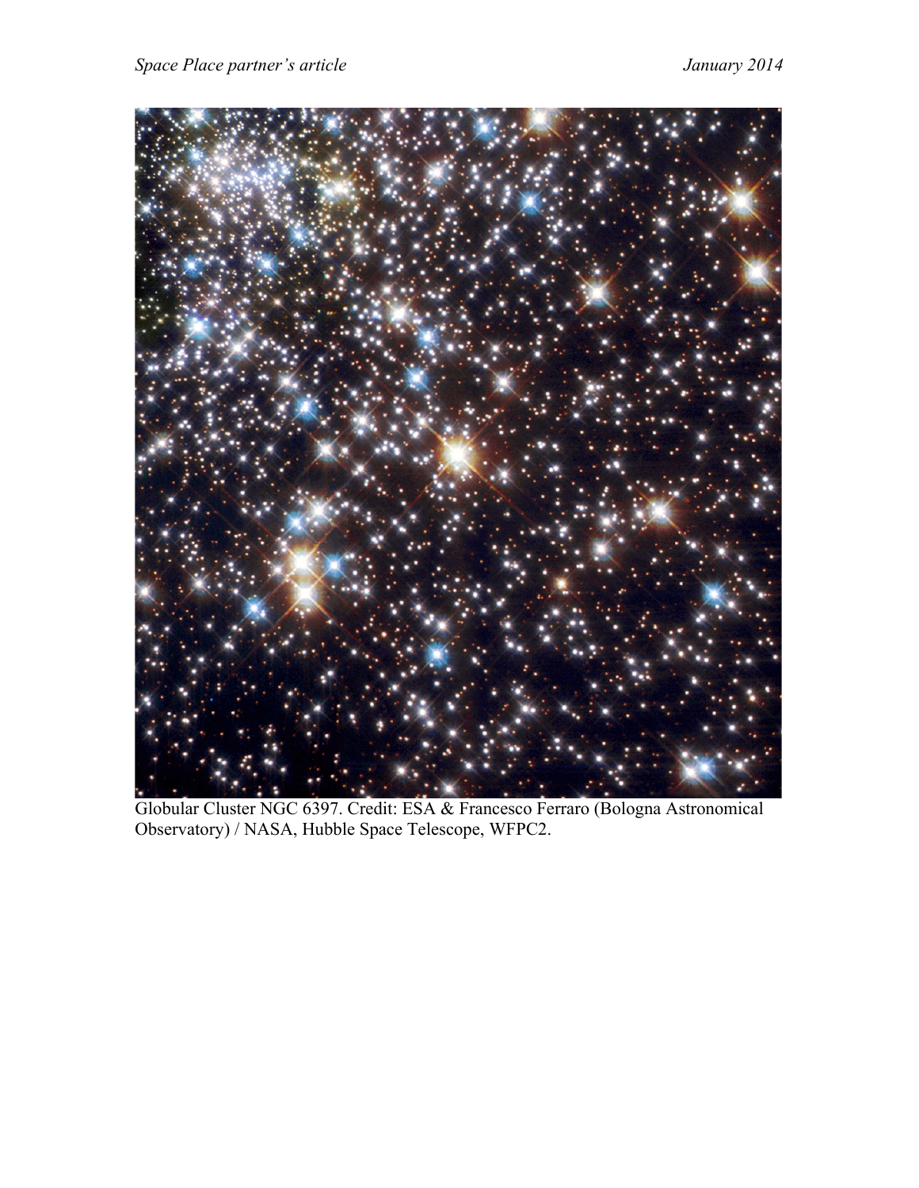Globular Cluster NGC 6397. Credit: ESA & Francesco Ferraro (Bologna Astronomical Observatory) / NASA, Hubble Space Telescope, WFPC2.